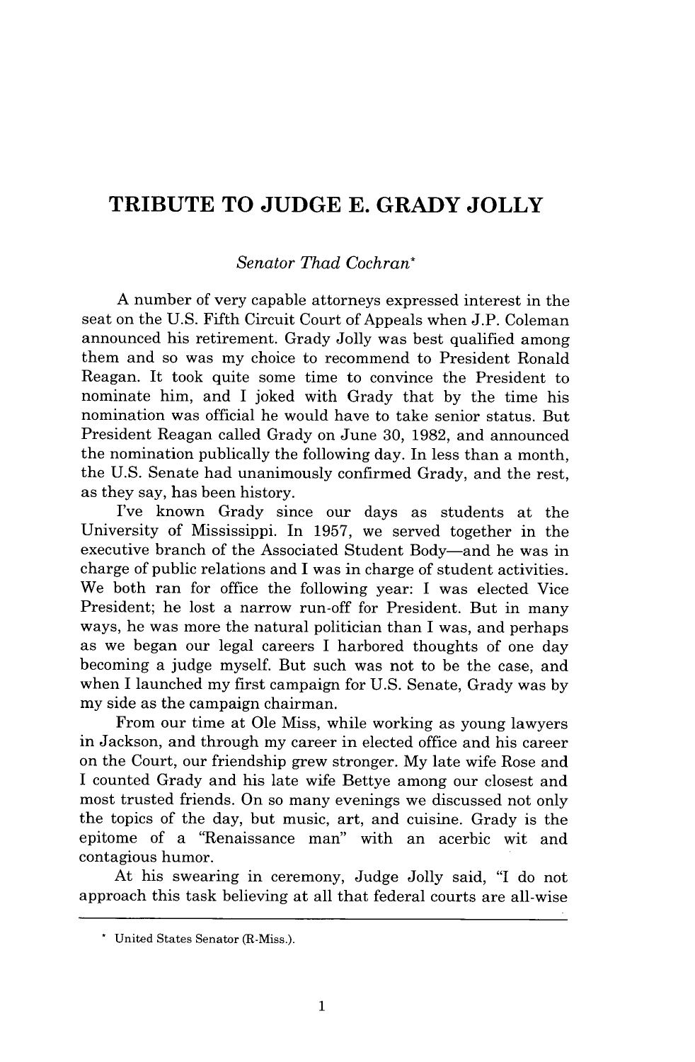# TRIBUTE TO JUDGE E. GRADY JOLLY

*Senator Thad Cochran*\*

A number of very capable attorneys expressed interest in the seat on the U.S. Fifth Circuit Court of Appeals when J.P. Coleman announced his retirement. Grady Jolly was best qualified among them and so was my choice to recommend to President Ronald Reagan. It took quite some time to convince the President to nominate him, and I joked with Grady that by the time his nomination was official he would have to take senior status. But President Reagan called Grady on June 30, 1982, and announced the nomination publically the following day. In less than a month, the U.S. Senate had unanimously confirmed Grady, and the rest, as they say, has been history.

I've known Grady since our days as students at the University of Mississippi. In 1957, we served together in the executive branch of the Associated Student Body—and he was in charge of public relations and I was in charge of student activities. We both ran for office the following year: I was elected Vice President; he lost a narrow run-off for President. But in many ways, he was more the natural politician than I was, and perhaps as we began our legal careers I harbored thoughts of one day becoming a judge myself. But such was not to be the case, and when I launched my first campaign for U.S. Senate, Grady was by my side as the campaign chairman.

From our time at Ole Miss, while working as young lawyers in Jackson, and through my career in elected office and his career on the Court, our friendship grew stronger. My late wife Rose and I counted Grady and his late wife Bettye among our closest and most trusted friends. On so many evenings we discussed not only the topics of the day, but music, art, and cuisine. Grady is the epitome of a "Renaissance man" with an acerbic wit and contagious humor.

At his swearing in ceremony, Judge Jolly said, "I do not approach this task believing at all that federal courts are all-wise

---

\* United States Senator (R-Miss.).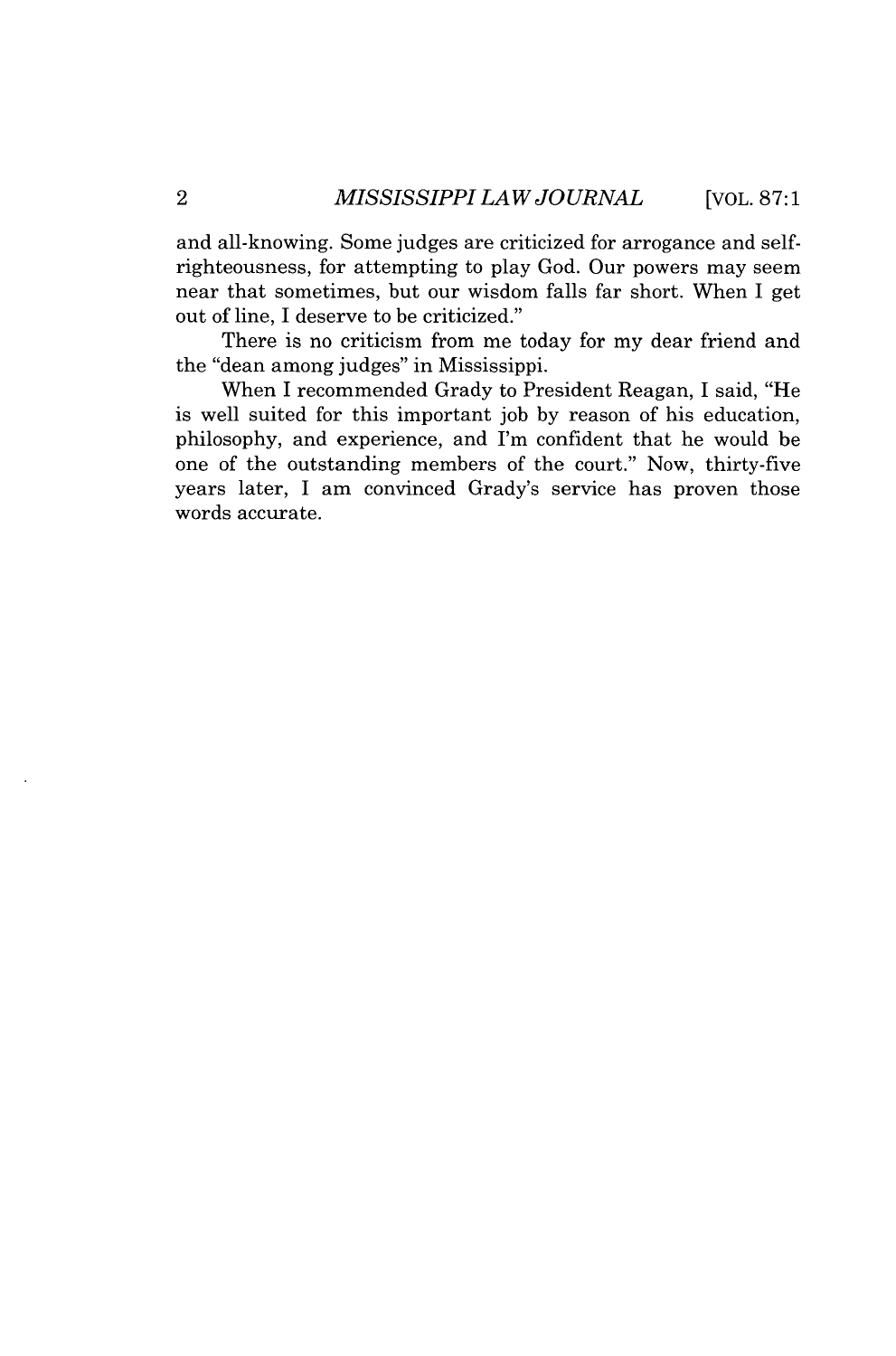and all-knowing. Some judges are criticized for arrogance and self-righteousness, for attempting to play God. Our powers may seem near that sometimes, but our wisdom falls far short. When I get out of line, I deserve to be criticized."

There is no criticism from me today for my dear friend and the "dean among judges" in Mississippi.

When I recommended Grady to President Reagan, I said, "He is well suited for this important job by reason of his education, philosophy, and experience, and I'm confident that he would be one of the outstanding members of the court." Now, thirty-five years later, I am convinced Grady's service has proven those words accurate.